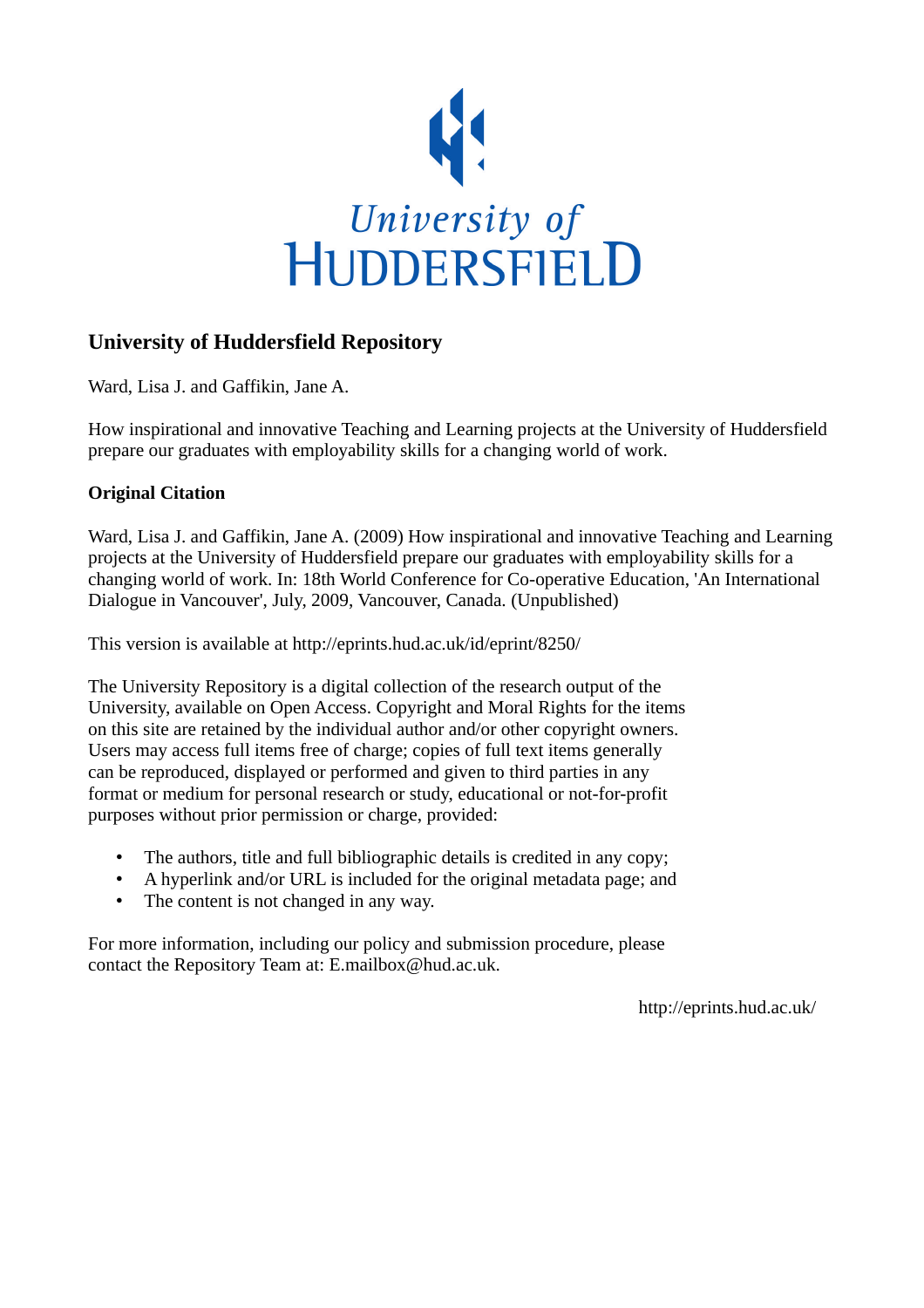# University of Huddersfield Repository

Ward, Lisa J. and Gaffikin, Jane A.

How inspirational and innovative Teaching and Learning projects at the University of Huddersfield prepare our graduates with employability skills for a changing world of work.

## Original Citation

Ward, Lisa J. and Gaffikin, Jane A. (2009) How inspirational and innovative Teaching and Learning projects at the University of Huddersfield prepare our graduates with employability skills for a changing world of work. In: 18th World Conference for Co-operative Education, 'An International Dialogue in Vancouver', July, 2009, Vancouver, Canada. (Unpublished)

This version is available at http://eprints.hud.ac.uk/id/eprint/8250/

The University Repository is a digital collection of the research output of the University, available on Open Access. Copyright and Moral Rights for the items on this site are retained by the individual author and/or other copyright owners. Users may access full items free of charge; copies of full text items generally can be reproduced, displayed or performed and given to third parties in any format or medium for personal research or study, educational or not-for-profit purposes without prior permission or charge, provided:

- The authors, title and full bibliographic details is credited in any copy;
- A hyperlink and/or URL is included for the original metadata page; and
- The content is not changed in any way.

For more information, including our policy and submission procedure, please contact the Repository Team at: E.mailbox@hud.ac.uk.

http://eprints.hud.ac.uk/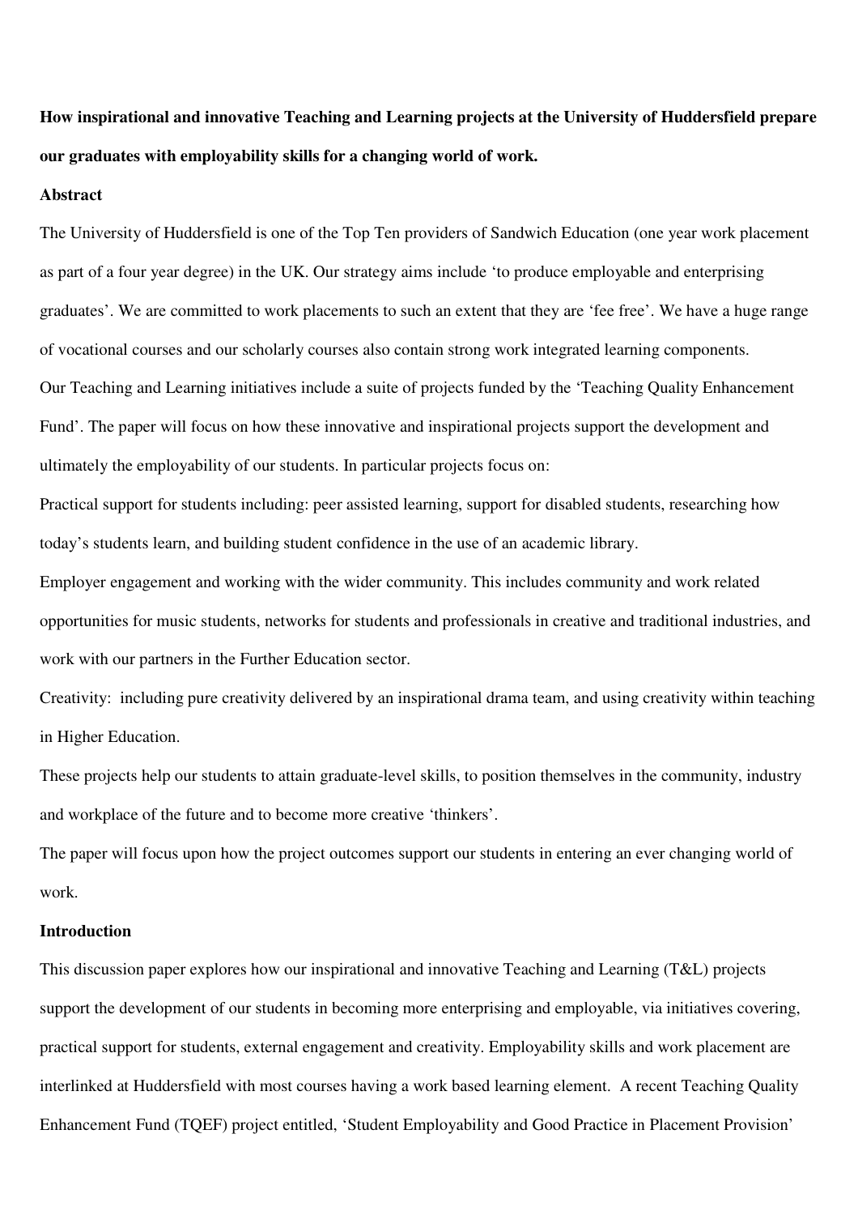**How inspirational and innovative Teaching and Learning projects at the University of Huddersfield prepare our graduates with employability skills for a changing world of work.**

**Abstract**

The University of Huddersfield is one of the Top Ten providers of Sandwich Education (one year work placement as part of a four year degree) in the UK. Our strategy aims include 'to produce employable and enterprising graduates'. We are committed to work placements to such an extent that they are 'fee free'. We have a huge range of vocational courses and our scholarly courses also contain strong work integrated learning components.

Our Teaching and Learning initiatives include a suite of projects funded by the 'Teaching Quality Enhancement Fund'. The paper will focus on how these innovative and inspirational projects support the development and ultimately the employability of our students. In particular projects focus on:

Practical support for students including: peer assisted learning, support for disabled students, researching how today's students learn, and building student confidence in the use of an academic library.

Employer engagement and working with the wider community. This includes community and work related opportunities for music students, networks for students and professionals in creative and traditional industries, and work with our partners in the Further Education sector.

Creativity: including pure creativity delivered by an inspirational drama team, and using creativity within teaching in Higher Education.

These projects help our students to attain graduate-level skills, to position themselves in the community, industry and workplace of the future and to become more creative 'thinkers'.

The paper will focus upon how the project outcomes support our students in entering an ever changing world of work.

**Introduction**

This discussion paper explores how our inspirational and innovative Teaching and Learning (T&L) projects support the development of our students in becoming more enterprising and employable, via initiatives covering, practical support for students, external engagement and creativity. Employability skills and work placement are interlinked at Huddersfield with most courses having a work based learning element. A recent Teaching Quality Enhancement Fund (TQEF) project entitled, 'Student Employability and Good Practice in Placement Provision'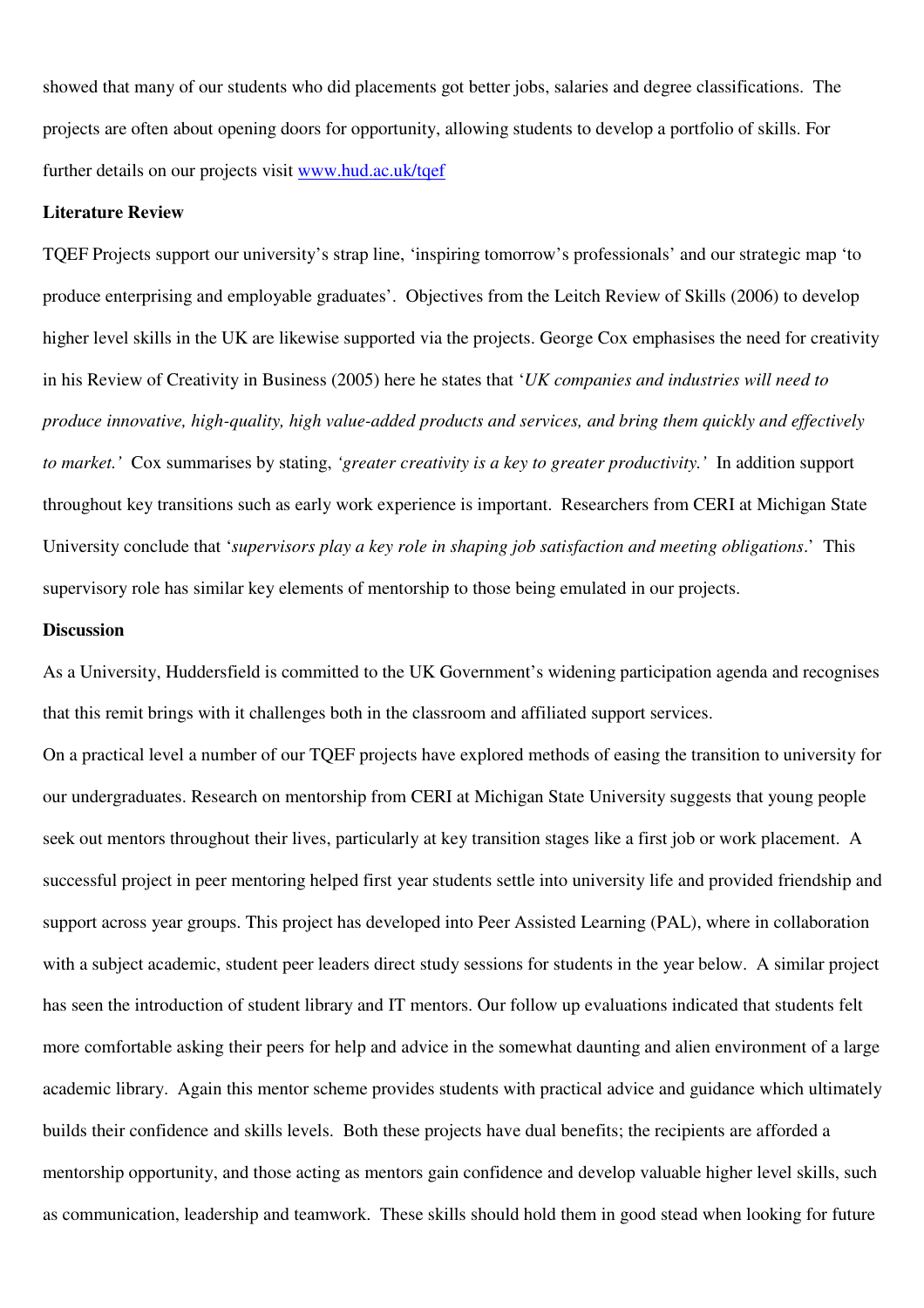showed that many of our students who did placements got better jobs, salaries and degree classifications. The projects are often about opening doors for opportunity, allowing students to develop a portfolio of skills. For further details on our projects visit [www.hud.ac.uk/tqef](www.hud.ac.uk/tqef)

**Literature Review**

TQEF Projects support our university's strap line, 'inspiring tomorrow's professionals' and our strategic map 'to produce enterprising and employable graduates'. Objectives from the Leitch Review of Skills (2006) to develop higher level skills in the UK are likewise supported via the projects. George Cox emphasises the need for creativity in his Review of Creativity in Business (2005) here he states that '*UK companies and industries will need to produce innovative, high-quality, high value-added products and services, and bring them quickly and effectively to market.'* Cox summarises by stating, *'greater creativity is a key to greater productivity.'* In addition support throughout key transitions such as early work experience is important. Researchers from CERI at Michigan State University conclude that '*supervisors play a key role in shaping job satisfaction and meeting obligations*.' This supervisory role has similar key elements of mentorship to those being emulated in our projects.

**Discussion**

As a University, Huddersfield is committed to the UK Government's widening participation agenda and recognises that this remit brings with it challenges both in the classroom and affiliated support services.

On a practical level a number of our TQEF projects have explored methods of easing the transition to university for our undergraduates. Research on mentorship from CERI at Michigan State University suggests that young people seek out mentors throughout their lives, particularly at key transition stages like a first job or work placement. A successful project in peer mentoring helped first year students settle into university life and provided friendship and support across year groups. This project has developed into Peer Assisted Learning (PAL), where in collaboration with a subject academic, student peer leaders direct study sessions for students in the year below. A similar project has seen the introduction of student library and IT mentors. Our follow up evaluations indicated that students felt more comfortable asking their peers for help and advice in the somewhat daunting and alien environment of a large academic library. Again this mentor scheme provides students with practical advice and guidance which ultimately builds their confidence and skills levels. Both these projects have dual benefits; the recipients are afforded a mentorship opportunity, and those acting as mentors gain confidence and develop valuable higher level skills, such as communication, leadership and teamwork. These skills should hold them in good stead when looking for future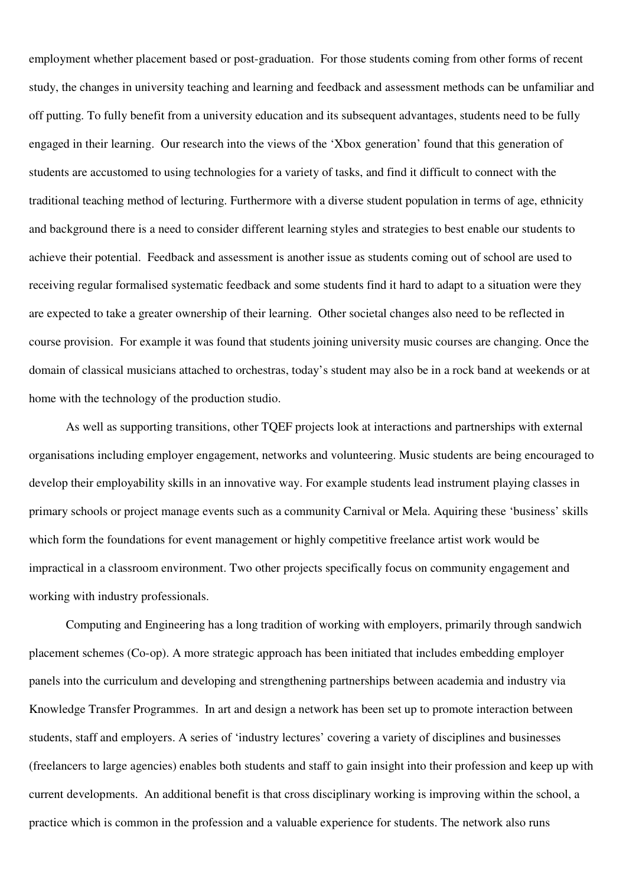employment whether placement based or post-graduation. For those students coming from other forms of recent study, the changes in university teaching and learning and feedback and assessment methods can be unfamiliar and off putting. To fully benefit from a university education and its subsequent advantages, students need to be fully engaged in their learning. Our research into the views of the 'Xbox generation' found that this generation of students are accustomed to using technologies for a variety of tasks, and find it difficult to connect with the traditional teaching method of lecturing. Furthermore with a diverse student population in terms of age, ethnicity and background there is a need to consider different learning styles and strategies to best enable our students to achieve their potential. Feedback and assessment is another issue as students coming out of school are used to receiving regular formalised systematic feedback and some students find it hard to adapt to a situation were they are expected to take a greater ownership of their learning. Other societal changes also need to be reflected in course provision. For example it was found that students joining university music courses are changing. Once the domain of classical musicians attached to orchestras, today's student may also be in a rock band at weekends or at home with the technology of the production studio.

As well as supporting transitions, other TQEF projects look at interactions and partnerships with external organisations including employer engagement, networks and volunteering. Music students are being encouraged to develop their employability skills in an innovative way. For example students lead instrument playing classes in primary schools or project manage events such as a community Carnival or Mela. Aquiring these 'business' skills which form the foundations for event management or highly competitive freelance artist work would be impractical in a classroom environment. Two other projects specifically focus on community engagement and working with industry professionals.

Computing and Engineering has a long tradition of working with employers, primarily through sandwich placement schemes (Co-op). A more strategic approach has been initiated that includes embedding employer panels into the curriculum and developing and strengthening partnerships between academia and industry via Knowledge Transfer Programmes. In art and design a network has been set up to promote interaction between students, staff and employers. A series of 'industry lectures' covering a variety of disciplines and businesses (freelancers to large agencies) enables both students and staff to gain insight into their profession and keep up with current developments. An additional benefit is that cross disciplinary working is improving within the school, a practice which is common in the profession and a valuable experience for students. The network also runs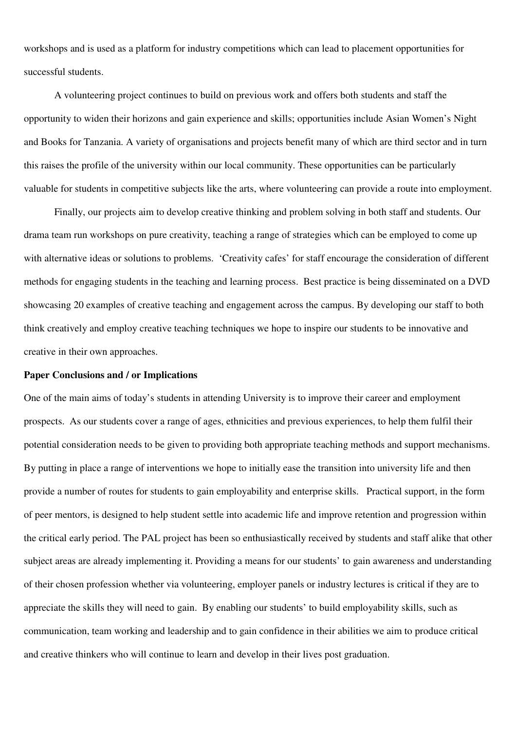workshops and is used as a platform for industry competitions which can lead to placement opportunities for successful students.

A volunteering project continues to build on previous work and offers both students and staff the opportunity to widen their horizons and gain experience and skills; opportunities include Asian Women's Night and Books for Tanzania. A variety of organisations and projects benefit many of which are third sector and in turn this raises the profile of the university within our local community. These opportunities can be particularly valuable for students in competitive subjects like the arts, where volunteering can provide a route into employment.

Finally, our projects aim to develop creative thinking and problem solving in both staff and students. Our drama team run workshops on pure creativity, teaching a range of strategies which can be employed to come up with alternative ideas or solutions to problems. 'Creativity cafes' for staff encourage the consideration of different methods for engaging students in the teaching and learning process. Best practice is being disseminated on a DVD showcasing 20 examples of creative teaching and engagement across the campus. By developing our staff to both think creatively and employ creative teaching techniques we hope to inspire our students to be innovative and creative in their own approaches.

**Paper Conclusions and / or Implications**

One of the main aims of today's students in attending University is to improve their career and employment prospects. As our students cover a range of ages, ethnicities and previous experiences, to help them fulfil their potential consideration needs to be given to providing both appropriate teaching methods and support mechanisms. By putting in place a range of interventions we hope to initially ease the transition into university life and then provide a number of routes for students to gain employability and enterprise skills. Practical support, in the form of peer mentors, is designed to help student settle into academic life and improve retention and progression within the critical early period. The PAL project has been so enthusiastically received by students and staff alike that other subject areas are already implementing it. Providing a means for our students' to gain awareness and understanding of their chosen profession whether via volunteering, employer panels or industry lectures is critical if they are to appreciate the skills they will need to gain. By enabling our students' to build employability skills, such as communication, team working and leadership and to gain confidence in their abilities we aim to produce critical and creative thinkers who will continue to learn and develop in their lives post graduation.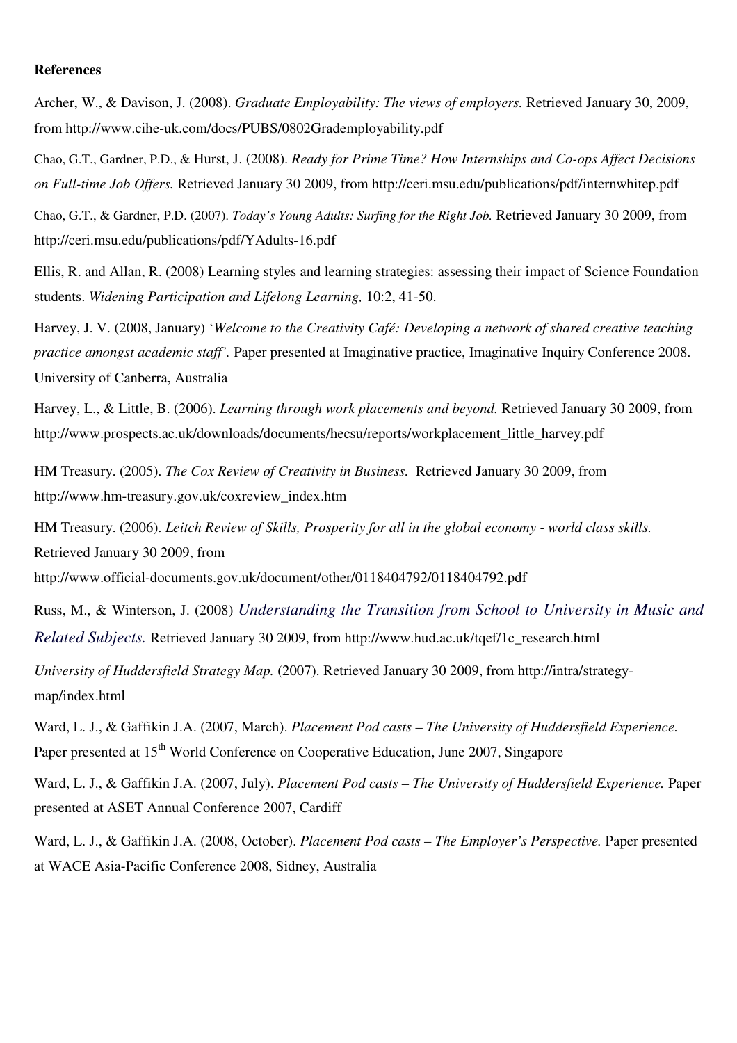**References**

Archer, W., & Davison, J. (2008). *Graduate Employability: The views of employers.* Retrieved January 30, 2009, from http://www.cihe-uk.com/docs/PUBS/0802Gradem​ployability.pdf

Chao, G.T., Gardner, P.D., & Hurst, J. (2008). *Ready for Prime Time? How Internships and Co-ops Affect Decisions on Full-time Job Offers.* Retrieved January 30 2009, from http://ceri.msu.edu/publications/pdf/internwhitep.pdf

Chao, G.T., & Gardner, P.D. (2007). *Today's Young Adults: Surfing for the Right Job.* Retrieved January 30 2009, from http://ceri.msu.edu/publications/pdf/YAdults-16.pdf

Ellis, R. and Allan, R. (2008) Learning styles and learning strategies: assessing their impact of Science Foundation students. *Widening Participation and Lifelong Learning,* 10:2, 41-50.

Harvey, J. V. (2008, January) '*Welcome to the Creativity Café: Developing a network of shared creative teaching practice amongst academic staff*'. Paper presented at Imaginative practice, Imaginative Inquiry Conference 2008. University of Canberra, Australia

Harvey, L., & Little, B. (2006). *Learning through work placements and beyond.* Retrieved January 30 2009, from http://www.prospects.ac.uk/downloads/documents/hecsu/reports/workplacement_little_harvey.pdf

HM Treasury. (2005). *The Cox Review of Creativity in Business.* Retrieved January 30 2009, from http://www.hm-treasury.gov.uk/coxreview_index.htm

HM Treasury. (2006). *Leitch Review of Skills, Prosperity for all in the global economy - world class skills.* Retrieved January 30 2009, from http://www.official-documents.gov.uk/document/other/0118404792/0118404792.pdf

Russ, M., & Winterson, J. (2008) *Understanding the Transition from School to University in Music and Related Subjects.* Retrieved January 30 2009, from http://www.hud.ac.uk/tqef/1c_research.html

*University of Huddersfield Strategy Map.* (2007). Retrieved January 30 2009, from http://intra/strategy-map/index.html

Ward, L. J., & Gaffikin J.A. (2007, March). *Placement Pod casts – The University of Huddersfield Experience.* Paper presented at 15th World Conference on Cooperative Education, June 2007, Singapore

Ward, L. J., & Gaffikin J.A. (2007, July). *Placement Pod casts – The University of Huddersfield Experience.* Paper presented at ASET Annual Conference 2007, Cardiff

Ward, L. J., & Gaffikin J.A. (2008, October). *Placement Pod casts – The Employer's Perspective.* Paper presented at WACE Asia-Pacific Conference 2008, Sidney, Australia